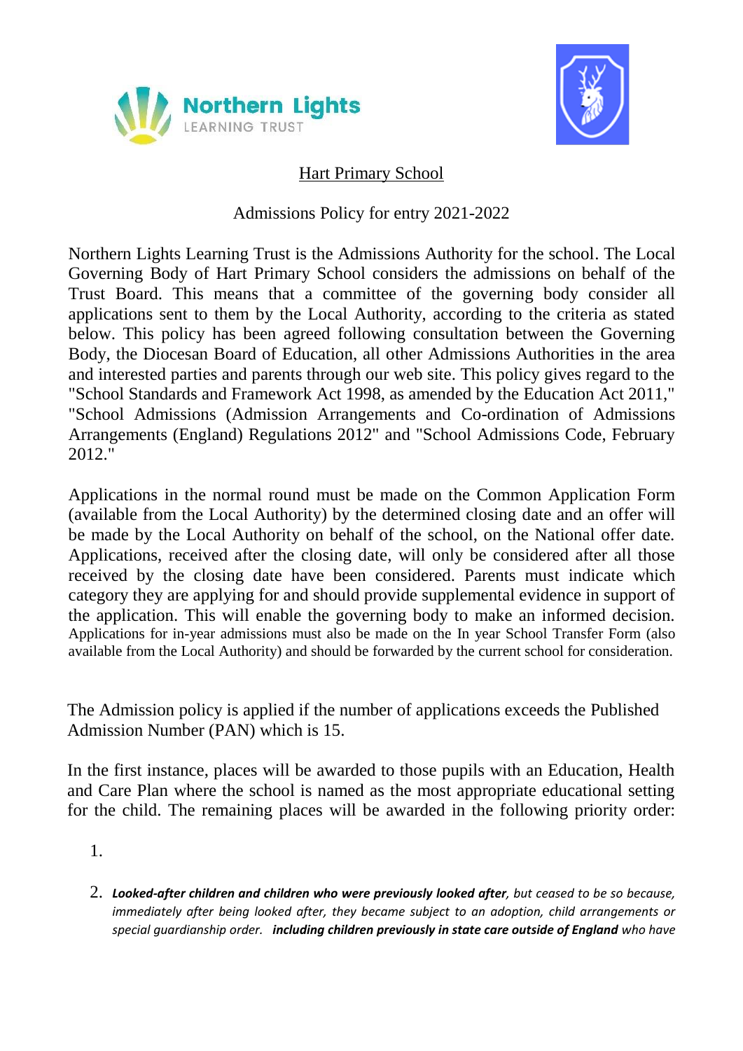Northern Lights LEARNING TRUST

Hart Primary School

Admissions Policy for entry 2021-2022

Northern Lights Learning Trust is the Admissions Authority for the school. The Local Governing Body of Hart Primary School considers the admissions on behalf of the Trust Board. This means that a committee of the governing body consider all applications sent to them by the Local Authority, according to the criteria as stated below. This policy has been agreed following consultation between the Governing Body, the Diocesan Board of Education, all other Admissions Authorities in the area and interested parties and parents through our web site. This policy gives regard to the "School Standards and Framework Act 1998, as amended by the Education Act 2011," "School Admissions (Admission Arrangements and Co-ordination of Admissions Arrangements (England) Regulations 2012" and "School Admissions Code, February 2012."

Applications in the normal round must be made on the Common Application Form (available from the Local Authority) by the determined closing date and an offer will be made by the Local Authority on behalf of the school, on the National offer date. Applications, received after the closing date, will only be considered after all those received by the closing date have been considered. Parents must indicate which category they are applying for and should provide supplemental evidence in support of the application. This will enable the governing body to make an informed decision. Applications for in-year admissions must also be made on the In year School Transfer Form (also available from the Local Authority) and should be forwarded by the current school for consideration.

The Admission policy is applied if the number of applications exceeds the Published Admission Number (PAN) which is 15.

In the first instance, places will be awarded to those pupils with an Education, Health and Care Plan where the school is named as the most appropriate educational setting for the child. The remaining places will be awarded in the following priority order:

1. 

2. ***Looked-after children and children who were previously looked after**, but ceased to be so because, immediately after being looked after, they became subject to an adoption, child arrangements or special guardianship order.* ***including children previously in state care outside of England** who have*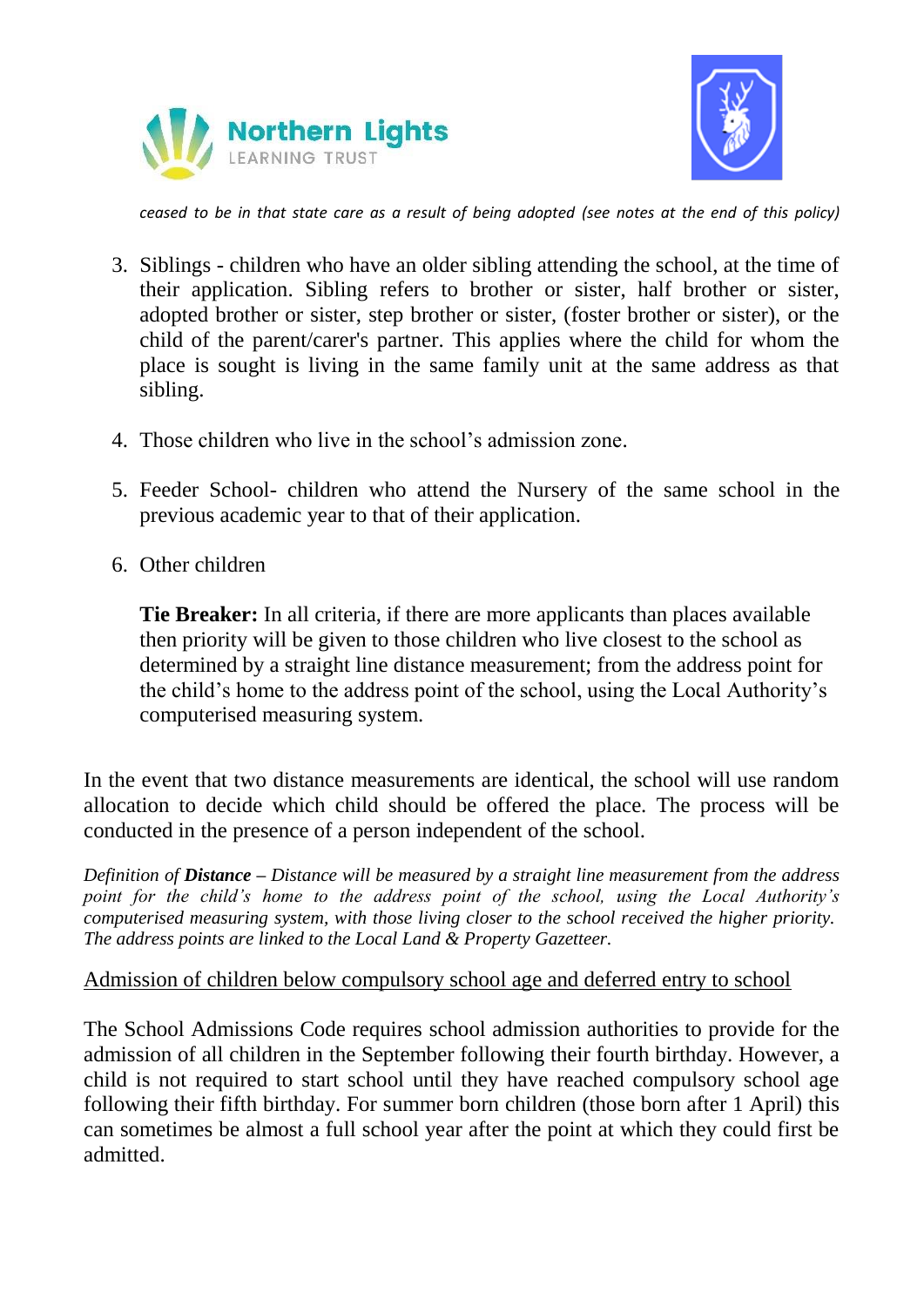*ceased to be in that state care as a result of being adopted (see notes at the end of this policy)*

3. Siblings - children who have an older sibling attending the school, at the time of their application. Sibling refers to brother or sister, half brother or sister, adopted brother or sister, step brother or sister, (foster brother or sister), or the child of the parent/carer's partner. This applies where the child for whom the place is sought is living in the same family unit at the same address as that sibling.

4. Those children who live in the school's admission zone.

5. Feeder School- children who attend the Nursery of the same school in the previous academic year to that of their application.

6. Other children

   **Tie Breaker:** In all criteria, if there are more applicants than places available then priority will be given to those children who live closest to the school as determined by a straight line distance measurement; from the address point for the child's home to the address point of the school, using the Local Authority's computerised measuring system.

In the event that two distance measurements are identical, the school will use random allocation to decide which child should be offered the place. The process will be conducted in the presence of a person independent of the school.

*Definition of **Distance** – Distance will be measured by a straight line measurement from the address point for the child's home to the address point of the school, using the Local Authority's computerised measuring system, with those living closer to the school received the higher priority. The address points are linked to the Local Land & Property Gazetteer.*

<u>Admission of children below compulsory school age and deferred entry to school</u>

The School Admissions Code requires school admission authorities to provide for the admission of all children in the September following their fourth birthday. However, a child is not required to start school until they have reached compulsory school age following their fifth birthday. For summer born children (those born after 1 April) this can sometimes be almost a full school year after the point at which they could first be admitted.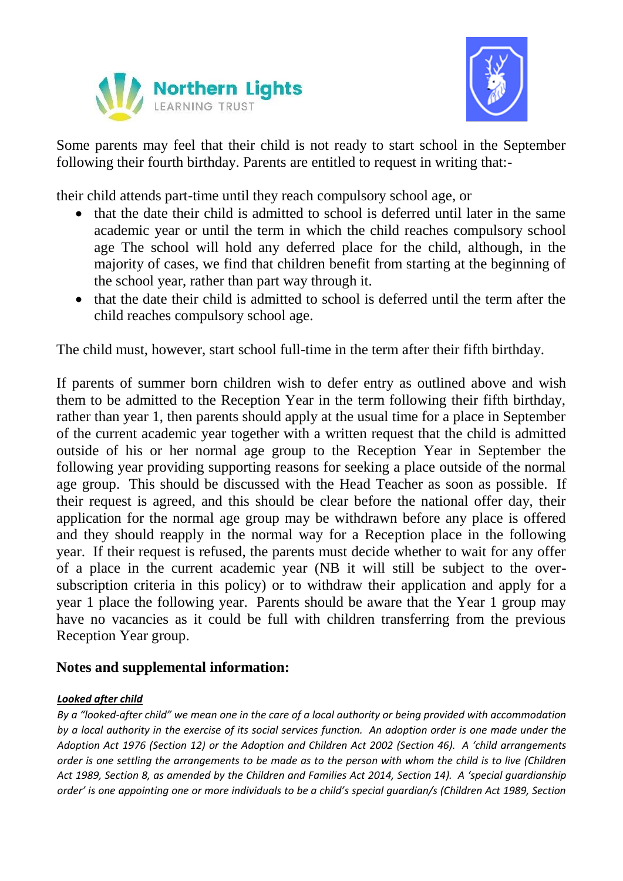Some parents may feel that their child is not ready to start school in the September following their fourth birthday. Parents are entitled to request in writing that:-

their child attends part-time until they reach compulsory school age, or

- that the date their child is admitted to school is deferred until later in the same academic year or until the term in which the child reaches compulsory school age The school will hold any deferred place for the child, although, in the majority of cases, we find that children benefit from starting at the beginning of the school year, rather than part way through it.
- that the date their child is admitted to school is deferred until the term after the child reaches compulsory school age.

The child must, however, start school full-time in the term after their fifth birthday.

If parents of summer born children wish to defer entry as outlined above and wish them to be admitted to the Reception Year in the term following their fifth birthday, rather than year 1, then parents should apply at the usual time for a place in September of the current academic year together with a written request that the child is admitted outside of his or her normal age group to the Reception Year in September the following year providing supporting reasons for seeking a place outside of the normal age group. This should be discussed with the Head Teacher as soon as possible. If their request is agreed, and this should be clear before the national offer day, their application for the normal age group may be withdrawn before any place is offered and they should reapply in the normal way for a Reception place in the following year. If their request is refused, the parents must decide whether to wait for any offer of a place in the current academic year (NB it will still be subject to the over-subscription criteria in this policy) or to withdraw their application and apply for a year 1 place the following year. Parents should be aware that the Year 1 group may have no vacancies as it could be full with children transferring from the previous Reception Year group.

## Notes and supplemental information:

***Looked after child***

*By a "looked-after child" we mean one in the care of a local authority or being provided with accommodation by a local authority in the exercise of its social services function. An adoption order is one made under the Adoption Act 1976 (Section 12) or the Adoption and Children Act 2002 (Section 46). A 'child arrangements order is one settling the arrangements to be made as to the person with whom the child is to live (Children Act 1989, Section 8, as amended by the Children and Families Act 2014, Section 14). A 'special guardianship order' is one appointing one or more individuals to be a child's special guardian/s (Children Act 1989, Section*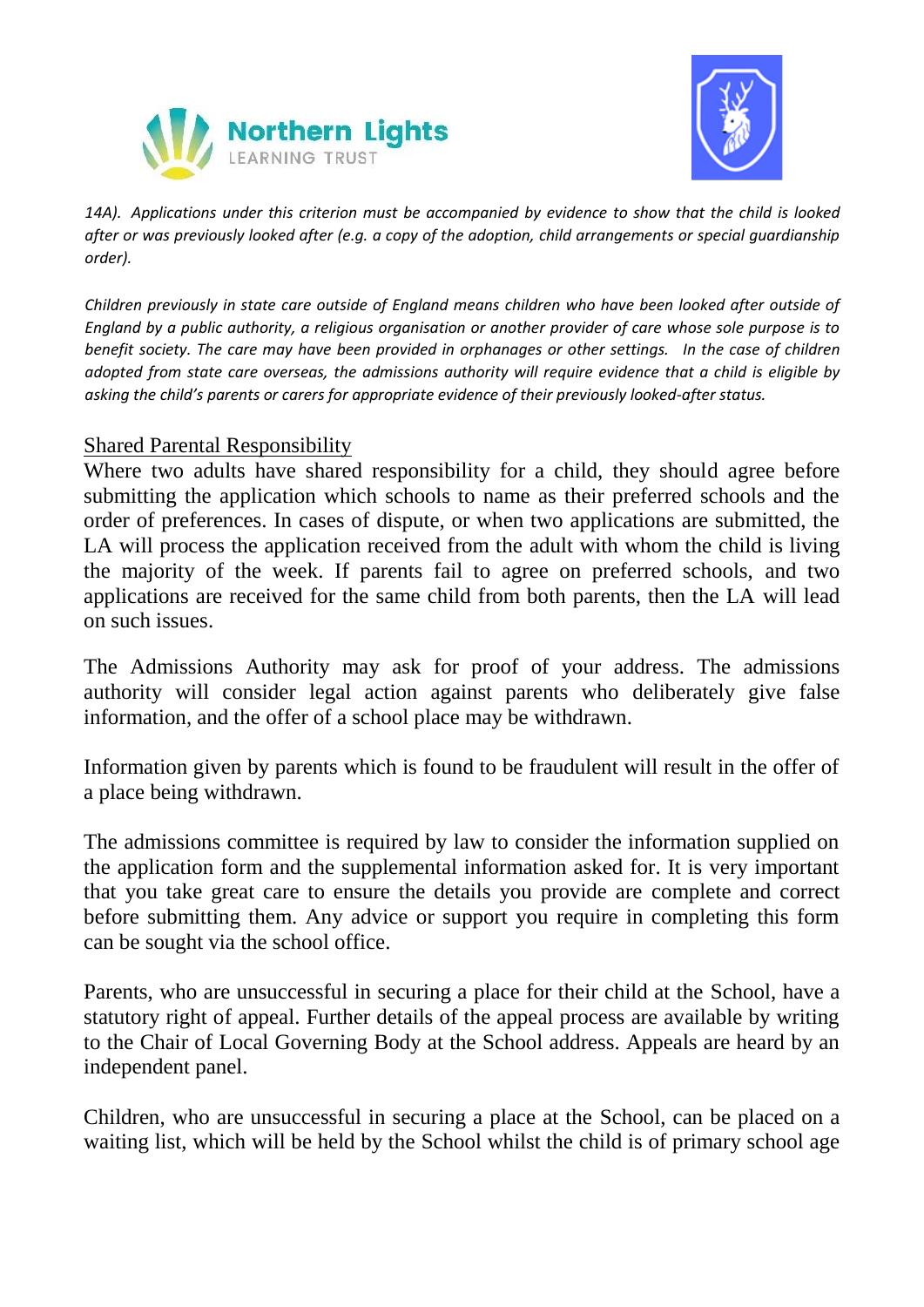*14A). Applications under this criterion must be accompanied by evidence to show that the child is looked after or was previously looked after (e.g. a copy of the adoption, child arrangements or special guardianship order).*

*Children previously in state care outside of England means children who have been looked after outside of England by a public authority, a religious organisation or another provider of care whose sole purpose is to benefit society. The care may have been provided in orphanages or other settings. In the case of children adopted from state care overseas, the admissions authority will require evidence that a child is eligible by asking the child's parents or carers for appropriate evidence of their previously looked-after status.*

<u>Shared Parental Responsibility</u>

Where two adults have shared responsibility for a child, they should agree before submitting the application which schools to name as their preferred schools and the order of preferences. In cases of dispute, or when two applications are submitted, the LA will process the application received from the adult with whom the child is living the majority of the week. If parents fail to agree on preferred schools, and two applications are received for the same child from both parents, then the LA will lead on such issues.

The Admissions Authority may ask for proof of your address. The admissions authority will consider legal action against parents who deliberately give false information, and the offer of a school place may be withdrawn.

Information given by parents which is found to be fraudulent will result in the offer of a place being withdrawn.

The admissions committee is required by law to consider the information supplied on the application form and the supplemental information asked for. It is very important that you take great care to ensure the details you provide are complete and correct before submitting them. Any advice or support you require in completing this form can be sought via the school office.

Parents, who are unsuccessful in securing a place for their child at the School, have a statutory right of appeal. Further details of the appeal process are available by writing to the Chair of Local Governing Body at the School address. Appeals are heard by an independent panel.

Children, who are unsuccessful in securing a place at the School, can be placed on a waiting list, which will be held by the School whilst the child is of primary school age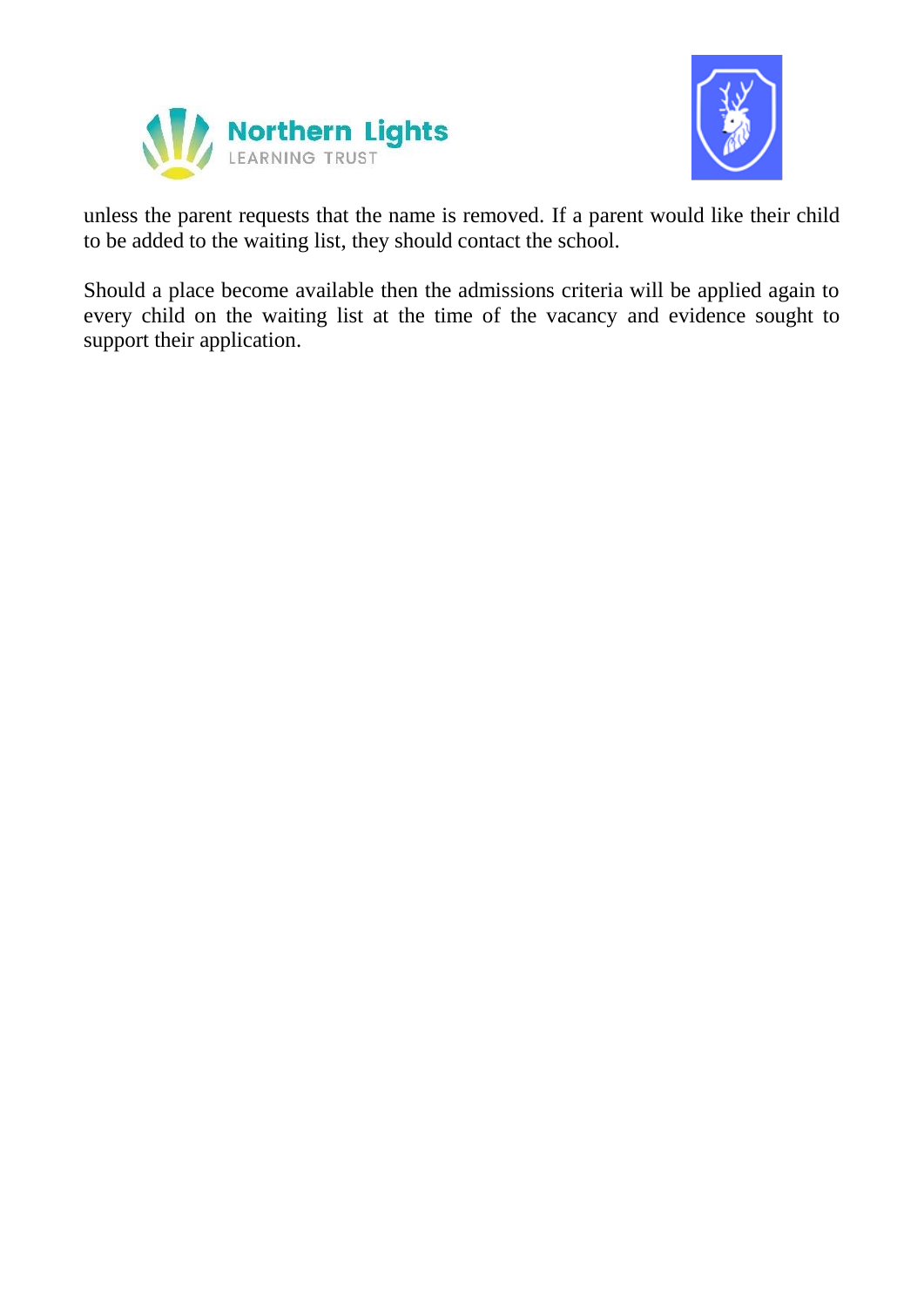unless the parent requests that the name is removed. If a parent would like their child to be added to the waiting list, they should contact the school.

Should a place become available then the admissions criteria will be applied again to every child on the waiting list at the time of the vacancy and evidence sought to support their application.